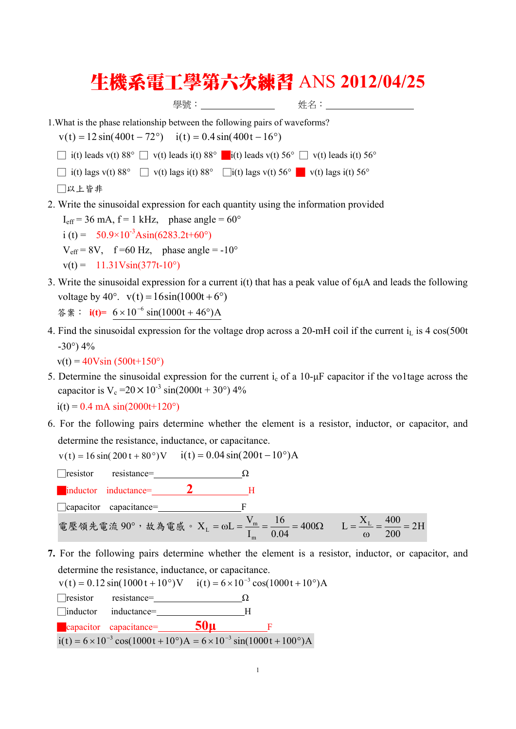# 生機系電工學第六次練習 ANS 2012/04/25

學號：\_\_\_\_\_\_\_\_\_\_\_\_\_\_\_\_ 姓名：\_\_\_\_\_\_\_\_\_\_\_\_\_\_\_\_\_\_\_

1.What is the phase relationship between the following pairs of waveforms?

$v(t) = 12\sin(400t - 72°)$  $i(t) = 0.4\sin(400t - 16°)$

☐ i(t) leads v(t) 88° ☐ v(t) leads i(t) 88° ■ i(t) leads v(t) 56° ☐ v(t) leads i(t) 56°

☐ i(t) lags v(t) 88° ☐ v(t) lags i(t) 88° ☐ i(t) lags v(t) 56° ■ v(t) lags i(t) 56°

☐以上皆非

2. Write the sinusoidal expression for each quantity using the information provided

$I_{eff}$ = 36 mA, f = 1 kHz, phase angle = 60°

i (t) = $50.9\times10^{-3}$Asin(6283.2t+60°)

$V_{eff}$ = 8V, f =60 Hz, phase angle = -10°

v(t) = 11.31Vsin(377t-10°)

3. Write the sinusoidal expression for a current i(t) that has a peak value of 6μA and leads the following voltage by 40°. $v(t) = 16\sin(1000t + 6°)$

答案： i(t)= $6\times10^{-6}\sin(1000t + 46°)$A

4. Find the sinusoidal expression for the voltage drop across a 20-mH coil if the current $i_L$ is 4 cos(500t -30°) 4%

v(t) = 40Vsin (500t+150°)

5. Determine the sinusoidal expression for the current $i_c$ of a 10-μF capacitor if the vo1tage across the capacitor is $V_c$ =$20\times10^{-3}\sin(2000t + 30°)$ 4%

i(t) = 0.4 mA sin(2000t+120°)

6. For the following pairs determine whether the element is a resistor, inductor, or capacitor, and determine the resistance, inductance, or capacitance.

$v(t) = 16\sin(200t + 80°)$V  $i(t) = 0.04\sin(200t - 10°)$A

☐resistor resistance=\_\_\_\_\_\_\_\_\_\_\_\_\_\_\_\_\_\_Ω

■inductor inductance=\_\_\_\_\_\_**2**\_\_\_\_\_\_H

☐capacitor capacitance=\_\_\_\_\_\_\_\_\_\_\_\_\_\_\_\_\_\_F

電壓領先電流 90°，故為電感。 $X_L = \omega L = \dfrac{V_m}{I_m} = \dfrac{16}{0.04} = 400\Omega$  $L = \dfrac{X_L}{\omega} = \dfrac{400}{200} = 2H$

**7.** For the following pairs determine whether the element is a resistor, inductor, or capacitor, and determine the resistance, inductance, or capacitance.

$v(t) = 0.12\sin(1000t + 10°)$V  $i(t) = 6\times10^{-3}\cos(1000t + 10°)$A

☐resistor resistance=\_\_\_\_\_\_\_\_\_\_\_\_\_\_\_\_\_\_Ω

☐inductor inductance=\_\_\_\_\_\_\_\_\_\_\_\_\_\_\_\_\_\_H

■capacitor capacitance=\_\_\_\_\_\_**50μ**\_\_\_\_\_\_F

$i(t) = 6\times10^{-3}\cos(1000t + 10°)A = 6\times10^{-3}\sin(1000t + 100°)A$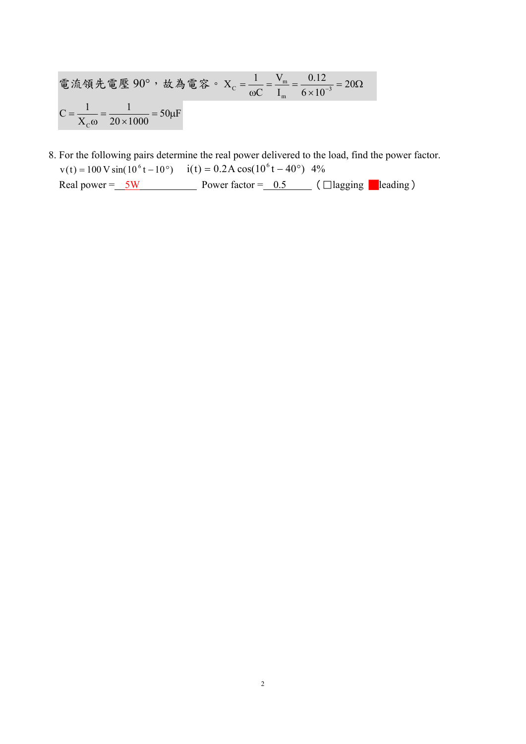電流領先電壓 90°，故為電容。$X_C = \dfrac{1}{\omega C} = \dfrac{V_m}{I_m} = \dfrac{0.12}{6 \times 10^{-3}} = 20\Omega$

$C = \dfrac{1}{X_C \omega} = \dfrac{1}{20 \times 1000} = 50\mu F$

8. For the following pairs determine the real power delivered to the load, find the power factor.

$v(t) = 100\,V \sin(10^6 t - 10°)$ $\quad i(t) = 0.2\,A \cos(10^6 t - 40°)$ 4%

Real power = 5W　　Power factor = 0.5　（☐lagging ■leading）